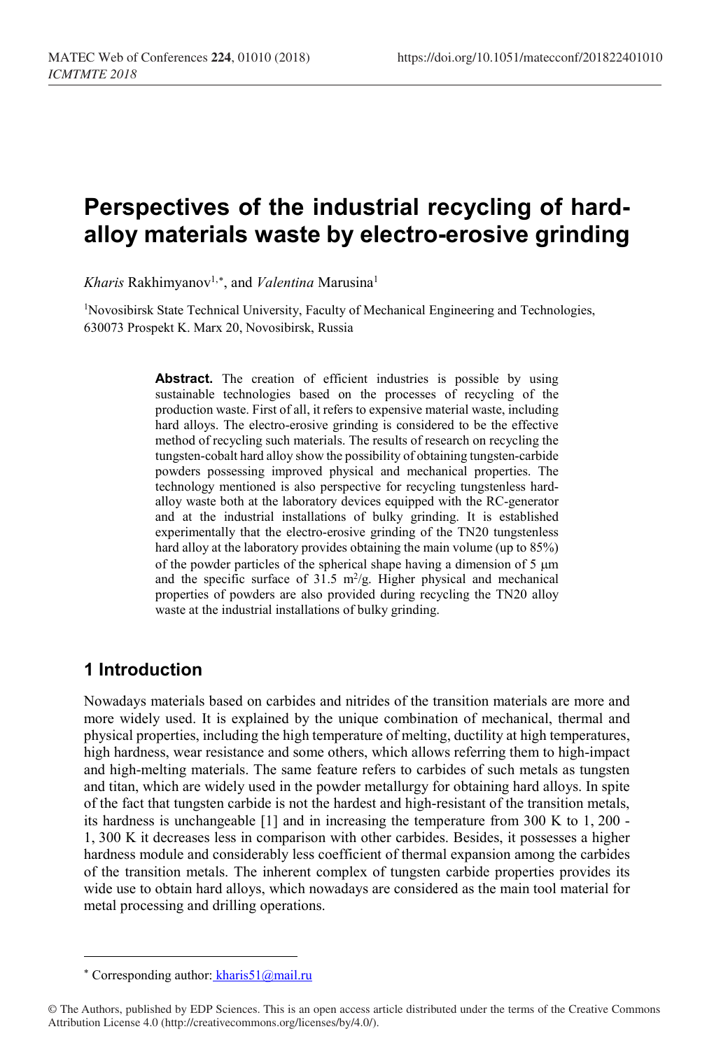# Perspectives of the industrial recycling of hard-alloy materials waste by electro-erosive grinding

*Kharis* Rakhimyanov[1,*], and *Valentina* Marusina[1]

[1]Novosibirsk State Technical University, Faculty of Mechanical Engineering and Technologies, 630073 Prospekt K. Marx 20, Novosibirsk, Russia

**Abstract.** The creation of efficient industries is possible by using sustainable technologies based on the processes of recycling of the production waste. First of all, it refers to expensive material waste, including hard alloys. The electro-erosive grinding is considered to be the effective method of recycling such materials. The results of research on recycling the tungsten-cobalt hard alloy show the possibility of obtaining tungsten-carbide powders possessing improved physical and mechanical properties. The technology mentioned is also perspective for recycling tungstenless hard-alloy waste both at the laboratory devices equipped with the RC-generator and at the industrial installations of bulky grinding. It is established experimentally that the electro-erosive grinding of the TN20 tungstenless hard alloy at the laboratory provides obtaining the main volume (up to 85%) of the powder particles of the spherical shape having a dimension of 5 μm and the specific surface of 31.5 $m^2/g$. Higher physical and mechanical properties of powders are also provided during recycling the TN20 alloy waste at the industrial installations of bulky grinding.

## 1 Introduction

Nowadays materials based on carbides and nitrides of the transition materials are more and more widely used. It is explained by the unique combination of mechanical, thermal and physical properties, including the high temperature of melting, ductility at high temperatures, high hardness, wear resistance and some others, which allows referring them to high-impact and high-melting materials. The same feature refers to carbides of such metals as tungsten and titan, which are widely used in the powder metallurgy for obtaining hard alloys. In spite of the fact that tungsten carbide is not the hardest and high-resistant of the transition metals, its hardness is unchangeable [1] and in increasing the temperature from 300 K to 1, 200 - 1, 300 K it decreases less in comparison with other carbides. Besides, it possesses a higher hardness module and considerably less coefficient of thermal expansion among the carbides of the transition metals. The inherent complex of tungsten carbide properties provides its wide use to obtain hard alloys, which nowadays are considered as the main tool material for metal processing and drilling operations.

---

* Corresponding author: kharis51@mail.ru

© The Authors, published by EDP Sciences. This is an open access article distributed under the terms of the Creative Commons Attribution License 4.0 (http://creativecommons.org/licenses/by/4.0/).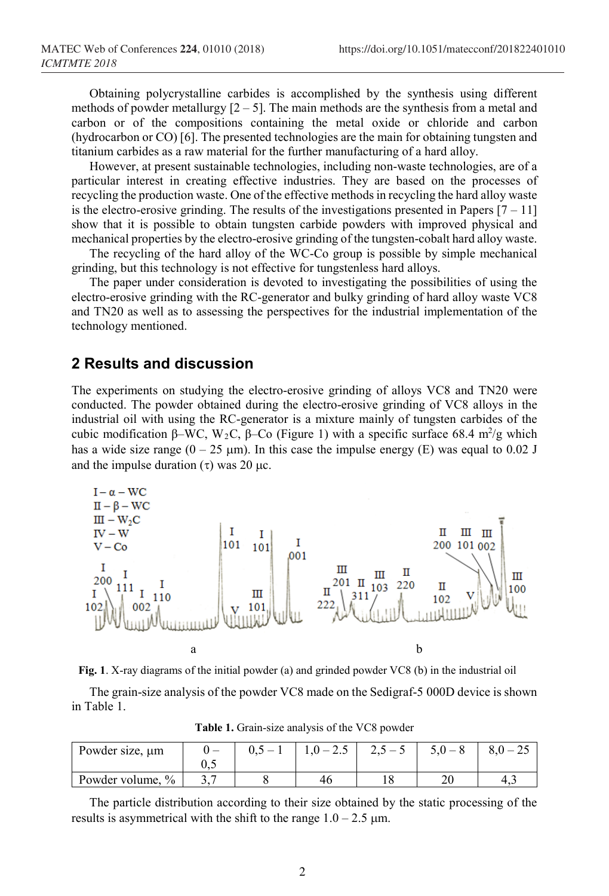Obtaining polycrystalline carbides is accomplished by the synthesis using different methods of powder metallurgy [2 – 5]. The main methods are the synthesis from a metal and carbon or of the compositions containing the metal oxide or chloride and carbon (hydrocarbon or CO) [6]. The presented technologies are the main for obtaining tungsten and titanium carbides as a raw material for the further manufacturing of a hard alloy.

However, at present sustainable technologies, including non-waste technologies, are of a particular interest in creating effective industries. They are based on the processes of recycling the production waste. One of the effective methods in recycling the hard alloy waste is the electro-erosive grinding. The results of the investigations presented in Papers [7 – 11] show that it is possible to obtain tungsten carbide powders with improved physical and mechanical properties by the electro-erosive grinding of the tungsten-cobalt hard alloy waste.

The recycling of the hard alloy of the WC-Co group is possible by simple mechanical grinding, but this technology is not effective for tungstenless hard alloys.

The paper under consideration is devoted to investigating the possibilities of using the electro-erosive grinding with the RC-generator and bulky grinding of hard alloy waste VC8 and TN20 as well as to assessing the perspectives for the industrial implementation of the technology mentioned.

## 2 Results and discussion

The experiments on studying the electro-erosive grinding of alloys VC8 and TN20 were conducted. The powder obtained during the electro-erosive grinding of VC8 alloys in the industrial oil with using the RC-generator is a mixture mainly of tungsten carbides of the cubic modification β–WC, $W_2C$, β–Co (Figure 1) with a specific surface 68.4 $m^2/g$ which has a wide size range (0 – 25 μm). In this case the impulse energy (E) was equal to 0.02 J and the impulse duration (τ) was 20 μc.

**Fig. 1**. X-ray diagrams of the initial powder (a) and grinded powder VC8 (b) in the industrial oil

The grain-size analysis of the powder VC8 made on the Sedigraf-5 000D device is shown in Table 1.

**Table 1.** Grain-size analysis of the VC8 powder

| Powder size, μm | 0 – 0,5 | 0,5 – 1 | 1,0 – 2.5 | 2,5 – 5 | 5,0 – 8 | 8,0 – 25 |
|---|---|---|---|---|---|---|
| Powder volume, % | 3,7 | 8 | 46 | 18 | 20 | 4,3 |

The particle distribution according to their size obtained by the static processing of the results is asymmetrical with the shift to the range 1.0 – 2.5 μm.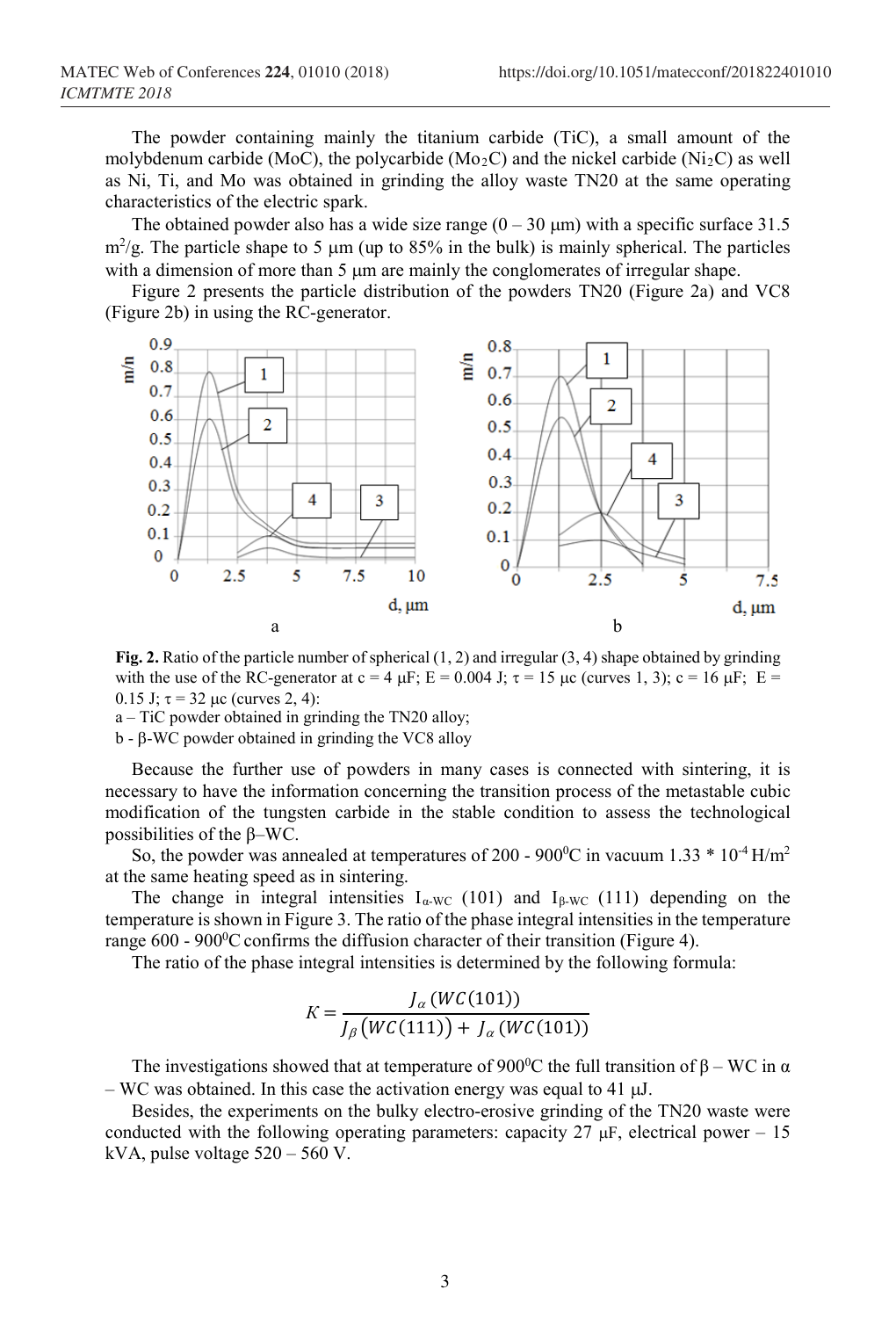The powder containing mainly the titanium carbide (TiC), a small amount of the molybdenum carbide (MoC), the polycarbide ($Mo_2C$) and the nickel carbide ($Ni_2C$) as well as Ni, Ti, and Mo was obtained in grinding the alloy waste TN20 at the same operating characteristics of the electric spark.

The obtained powder also has a wide size range (0 – 30 μm) with a specific surface 31.5 $m^2/g$. The particle shape to 5 μm (up to 85% in the bulk) is mainly spherical. The particles with a dimension of more than 5 μm are mainly the conglomerates of irregular shape.

Figure 2 presents the particle distribution of the powders TN20 (Figure 2a) and VC8 (Figure 2b) in using the RC-generator.

**Fig. 2.** Ratio of the particle number of spherical (1, 2) and irregular (3, 4) shape obtained by grinding with the use of the RC-generator at c = 4 μF; E = 0.004 J; τ = 15 μc (curves 1, 3); c = 16 μF; E = 0.15 J; τ = 32 μc (curves 2, 4):
a – TiC powder obtained in grinding the TN20 alloy;
b - β-WC powder obtained in grinding the VC8 alloy

Because the further use of powders in many cases is connected with sintering, it is necessary to have the information concerning the transition process of the metastable cubic modification of the tungsten carbide in the stable condition to assess the technological possibilities of the β–WC.

So, the powder was annealed at temperatures of 200 - 900$^0$C in vacuum 1.33 * $10^{-4}$ H/$m^2$ at the same heating speed as in sintering.

The change in integral intensities $I_{\alpha\text{-WC}}$ (101) and $I_{\beta\text{-WC}}$ (111) depending on the temperature is shown in Figure 3. The ratio of the phase integral intensities in the temperature range 600 - 900$^0$C confirms the diffusion character of their transition (Figure 4).

The ratio of the phase integral intensities is determined by the following formula:

$$K = \frac{J_\alpha\,(WC(101))}{J_\beta\big(WC(111)\big) + J_\alpha\,(WC(101))}$$

The investigations showed that at temperature of 900$^0$C the full transition of β – WC in α – WC was obtained. In this case the activation energy was equal to 41 μJ.

Besides, the experiments on the bulky electro-erosive grinding of the TN20 waste were conducted with the following operating parameters: capacity 27 μF, electrical power – 15 kVA, pulse voltage 520 – 560 V.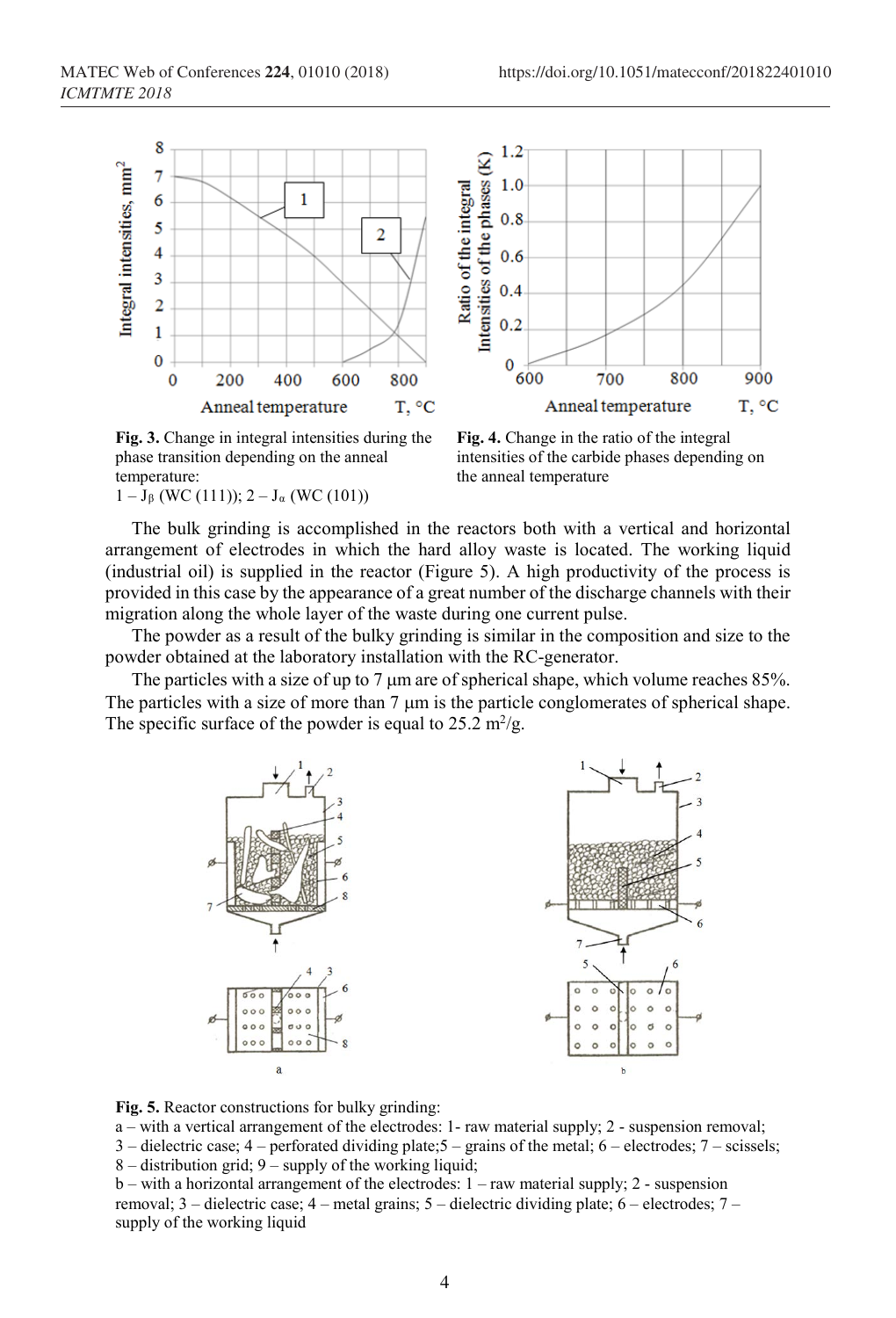Fig. 3. Change in integral intensities during the phase transition depending on the anneal temperature:
1 – $J_\beta$ (WC (111)); 2 – $J_\alpha$ (WC (101))

Fig. 4. Change in the ratio of the integral intensities of the carbide phases depending on the anneal temperature

The bulk grinding is accomplished in the reactors both with a vertical and horizontal arrangement of electrodes in which the hard alloy waste is located. The working liquid (industrial oil) is supplied in the reactor (Figure 5). A high productivity of the process is provided in this case by the appearance of a great number of the discharge channels with their migration along the whole layer of the waste during one current pulse.

The powder as a result of the bulky grinding is similar in the composition and size to the powder obtained at the laboratory installation with the RC-generator.

The particles with a size of up to 7 μm are of spherical shape, which volume reaches 85%. The particles with a size of more than 7 μm is the particle conglomerates of spherical shape. The specific surface of the powder is equal to 25.2 $m^2$/g.

Fig. 5. Reactor constructions for bulky grinding:
a – with a vertical arrangement of the electrodes: 1- raw material supply; 2 - suspension removal; 3 – dielectric case; 4 – perforated dividing plate;5 – grains of the metal; 6 – electrodes; 7 – scissels; 8 – distribution grid; 9 – supply of the working liquid;
b – with a horizontal arrangement of the electrodes: 1 – raw material supply; 2 - suspension removal; 3 – dielectric case; 4 – metal grains; 5 – dielectric dividing plate; 6 – electrodes; 7 – supply of the working liquid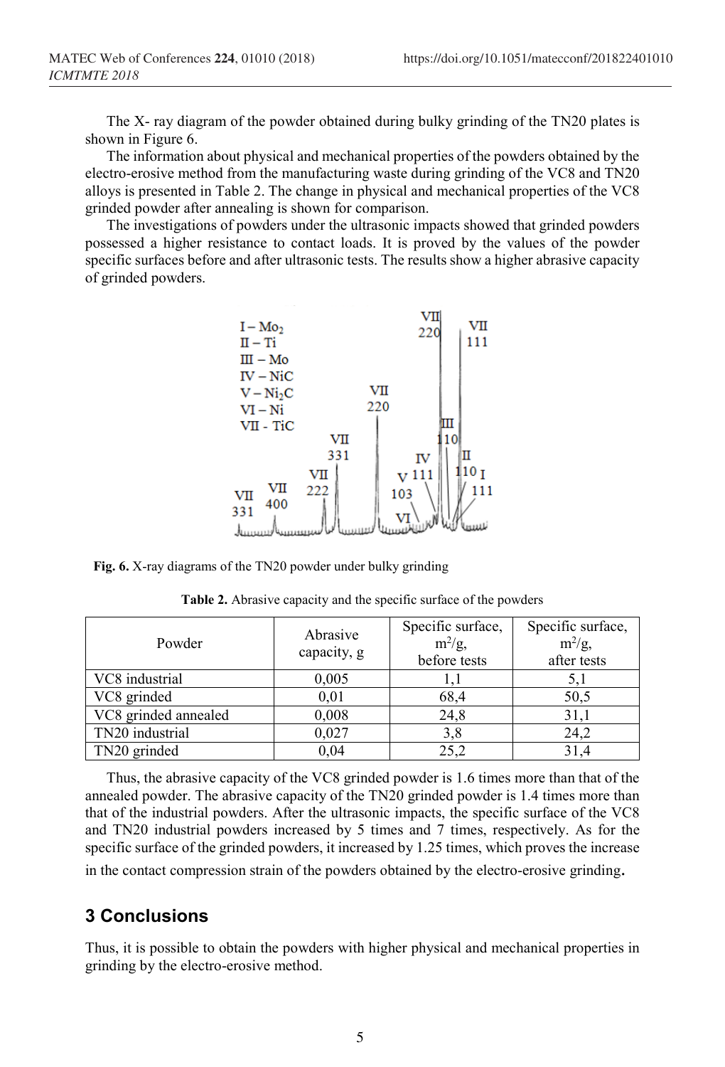The X- ray diagram of the powder obtained during bulky grinding of the TN20 plates is shown in Figure 6.

The information about physical and mechanical properties of the powders obtained by the electro-erosive method from the manufacturing waste during grinding of the VC8 and TN20 alloys is presented in Table 2. The change in physical and mechanical properties of the VC8 grinded powder after annealing is shown for comparison.

The investigations of powders under the ultrasonic impacts showed that grinded powders possessed a higher resistance to contact loads. It is proved by the values of the powder specific surfaces before and after ultrasonic tests. The results show a higher abrasive capacity of grinded powders.

**Fig. 6.** X-ray diagrams of the TN20 powder under bulky grinding

**Table 2.** Abrasive capacity and the specific surface of the powders

| Powder | Abrasive capacity, g | Specific surface, $m^2/g$, before tests | Specific surface, $m^2/g$, after tests |
|---|---|---|---|
| VC8 industrial | 0,005 | 1,1 | 5,1 |
| VC8 grinded | 0,01 | 68,4 | 50,5 |
| VC8 grinded annealed | 0,008 | 24,8 | 31,1 |
| TN20 industrial | 0,027 | 3,8 | 24,2 |
| TN20 grinded | 0,04 | 25,2 | 31,4 |

Thus, the abrasive capacity of the VC8 grinded powder is 1.6 times more than that of the annealed powder. The abrasive capacity of the TN20 grinded powder is 1.4 times more than that of the industrial powders. After the ultrasonic impacts, the specific surface of the VC8 and TN20 industrial powders increased by 5 times and 7 times, respectively. As for the specific surface of the grinded powders, it increased by 1.25 times, which proves the increase in the contact compression strain of the powders obtained by the electro-erosive grinding**.**

## 3 Conclusions

Thus, it is possible to obtain the powders with higher physical and mechanical properties in grinding by the electro-erosive method.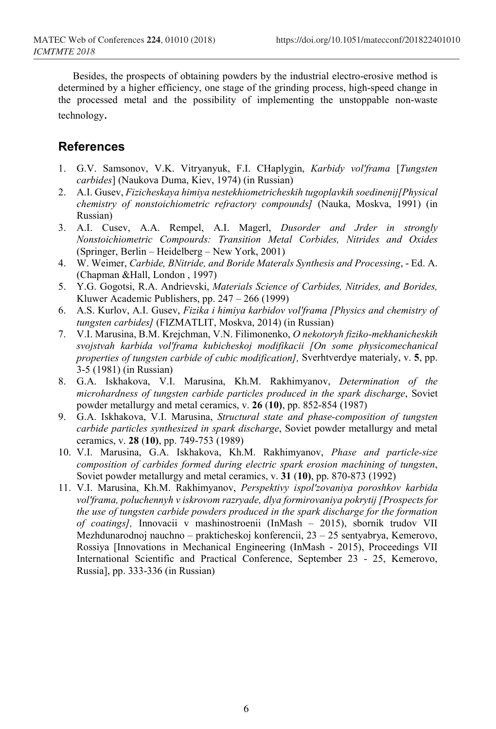Besides, the prospects of obtaining powders by the industrial electro-erosive method is determined by a higher efficiency, one stage of the grinding process, high-speed change in the processed metal and the possibility of implementing the unstoppable non-waste technology.

## References

1. G.V. Samsonov, V.K. Vitryanyuk, F.I. CHaplygin, *Karbidy vol'frama* [*Tungsten carbides*] (Naukova Duma, Kiev, 1974) (in Russian)
2. A.I. Gusev, *Fizicheskaya himiya nestekhiometricheskih tugoplavkih soedinenij[Physical chemistry of nonstoichiometric refractory compounds]* (Nauka, Moskva, 1991) (in Russian)
3. A.I. Cusev, A.A. Rempel, A.I. Magerl, *Dusorder and Jrder in strongly Nonstoichiometric Compourds: Transition Metal Corbides, Nitrides and Oxides* (Springer, Berlin – Heidelberg – New York, 2001)
4. W. Weimer, *Carbide, BNitride, and Boride Materals Synthesis and Processing*, - Ed. A. (Chapman &Hall, London , 1997)
5. Y.G. Gogotsi, R.A. Andrievski, *Materials Science of Carbides, Nitrides, and Borides,* Kluwer Academic Publishers, pp. 247 – 266 (1999)
6. A.S. Kurlov, A.I. Gusev, *Fizika i himiya karbidov vol'frama [Physics and chemistry of tungsten carbides]* (FIZMATLIT, Moskva, 2014) (in Russian)
7. V.I. Marusina, B.M. Krejchman, V.N. Filimonenko, *O nekotoryh fiziko-mekhanicheskih svojstvah karbida vol'frama kubicheskoj modifikacii [On some physicomechanical properties of tungsten carbide of cubic modification],* Sverhtverdye materialy, v. **5**, pp. 3-5 (1981) (in Russian)
8. G.A. Iskhakova, V.I. Marusina, Kh.M. Rakhimyanov, *Determination of the microhardness of tungsten carbide particles produced in the spark discharge*, Soviet powder metallurgy and metal ceramics, v. **26** (**10**), pp. 852-854 (1987)
9. G.A. Iskhakova, V.I. Marusina, *Structural state and phase-composition of tungsten carbide particles synthesized in spark discharge*, Soviet powder metallurgy and metal ceramics, v. **28** (**10**), pp. 749-753 (1989)
10. V.I. Marusina, G.A. Iskhakova, Kh.M. Rakhimyanov, *Phase and particle-size composition of carbides formed during electric spark erosion machining of tungsten*, Soviet powder metallurgy and metal ceramics, v. **31** (**10**), pp. 870-873 (1992)
11. V.I. Marusina, Kh.M. Rakhimyanov, *Perspektivy ispol'zovaniya poroshkov karbida vol'frama, poluchennyh v iskrovom razryade, dlya formirovaniya pokrytij [Prospects for the use of tungsten carbide powders produced in the spark discharge for the formation of coatings],* Innovacii v mashinostroenii (InMash – 2015), sbornik trudov VII Mezhdunarodnoj nauchno – prakticheskoj konferencii, 23 – 25 sentyabrya, Kemerovo, Rossiya [Innovations in Mechanical Engineering (InMash - 2015), Proceedings VII International Scientific and Practical Conference, September 23 - 25, Kemerovo, Russia], pp. 333-336 (in Russian)